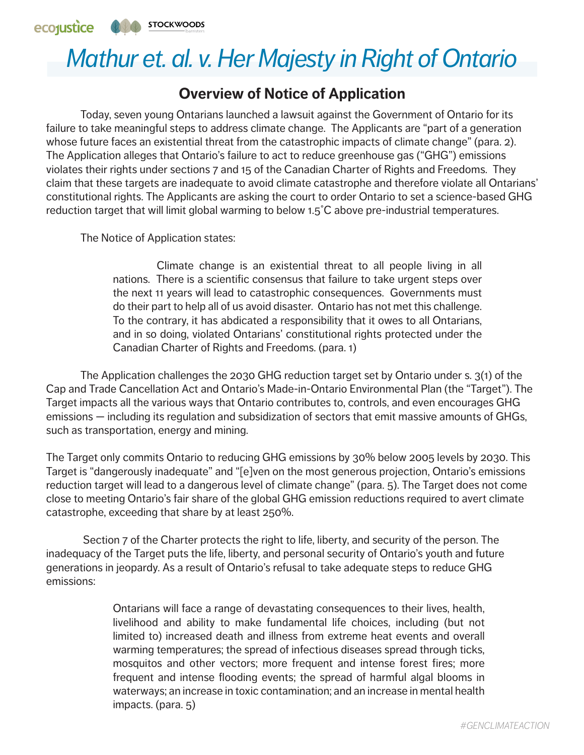# Mathur et. al. v. Her Majesty in Right of Ontario

## Overview of Notice of Application

Today, seven young Ontarians launched a lawsuit against the Government of Ontario for its failure to take meaningful steps to address climate change. The Applicants are "part of a generation whose future faces an existential threat from the catastrophic impacts of climate change" (para. 2). The Application alleges that Ontario's failure to act to reduce greenhouse gas ("GHG") emissions violates their rights under sections 7 and 15 of the Canadian Charter of Rights and Freedoms. They claim that these targets are inadequate to avoid climate catastrophe and therefore violate all Ontarians' constitutional rights. The Applicants are asking the court to order Ontario to set a science-based GHG reduction target that will limit global warming to below 1.5˚C above pre-industrial temperatures.

The Notice of Application states:

> Climate change is an existential threat to all people living in all nations. There is a scientific consensus that failure to take urgent steps over the next 11 years will lead to catastrophic consequences. Governments must do their part to help all of us avoid disaster. Ontario has not met this challenge. To the contrary, it has abdicated a responsibility that it owes to all Ontarians, and in so doing, violated Ontarians' constitutional rights protected under the Canadian Charter of Rights and Freedoms. (para. 1)

The Application challenges the 2030 GHG reduction target set by Ontario under s. 3(1) of the Cap and Trade Cancellation Act and Ontario's Made-in-Ontario Environmental Plan (the "Target"). The Target impacts all the various ways that Ontario contributes to, controls, and even encourages GHG emissions — including its regulation and subsidization of sectors that emit massive amounts of GHGs, such as transportation, energy and mining.

The Target only commits Ontario to reducing GHG emissions by 30% below 2005 levels by 2030. This Target is "dangerously inadequate" and "[e]ven on the most generous projection, Ontario's emissions reduction target will lead to a dangerous level of climate change" (para. 5). The Target does not come close to meeting Ontario's fair share of the global GHG emission reductions required to avert climate catastrophe, exceeding that share by at least 250%.

Section 7 of the Charter protects the right to life, liberty, and security of the person. The inadequacy of the Target puts the life, liberty, and personal security of Ontario's youth and future generations in jeopardy. As a result of Ontario's refusal to take adequate steps to reduce GHG emissions:

> Ontarians will face a range of devastating consequences to their lives, health, livelihood and ability to make fundamental life choices, including (but not limited to) increased death and illness from extreme heat events and overall warming temperatures; the spread of infectious diseases spread through ticks, mosquitos and other vectors; more frequent and intense forest fires; more frequent and intense flooding events; the spread of harmful algal blooms in waterways; an increase in toxic contamination; and an increase in mental health impacts. (para. 5)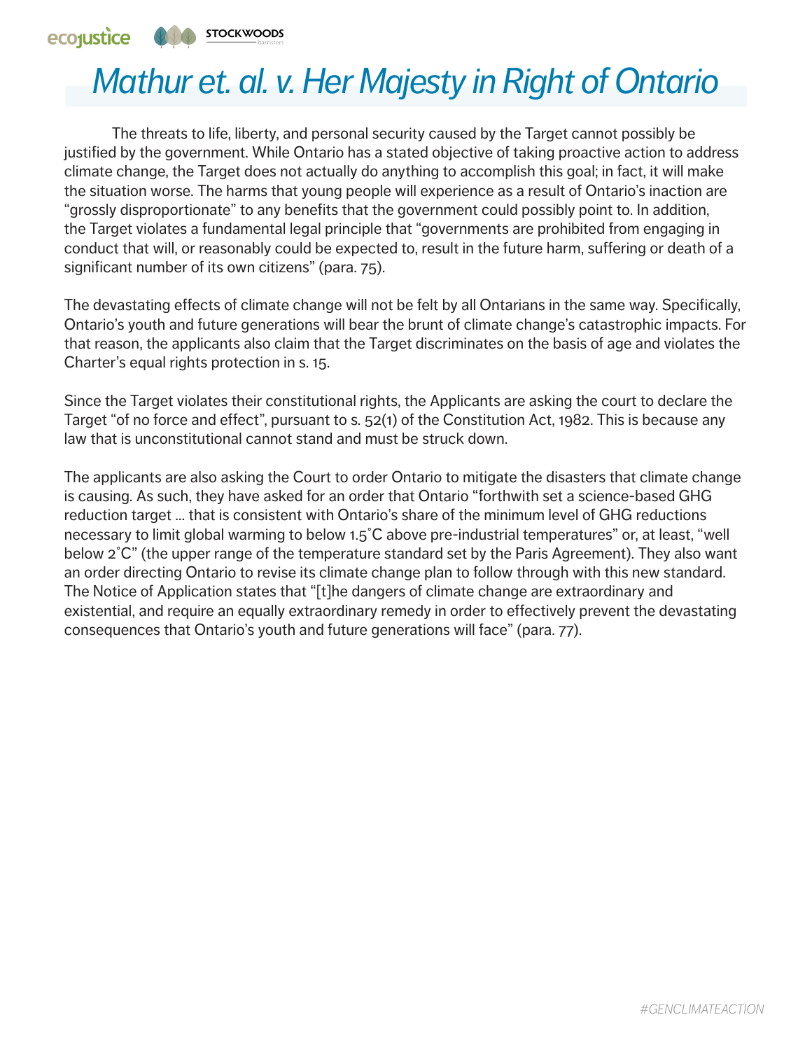# Mathur et. al. v. Her Majesty in Right of Ontario

The threats to life, liberty, and personal security caused by the Target cannot possibly be justified by the government. While Ontario has a stated objective of taking proactive action to address climate change, the Target does not actually do anything to accomplish this goal; in fact, it will make the situation worse. The harms that young people will experience as a result of Ontario's inaction are "grossly disproportionate" to any benefits that the government could possibly point to. In addition, the Target violates a fundamental legal principle that "governments are prohibited from engaging in conduct that will, or reasonably could be expected to, result in the future harm, suffering or death of a significant number of its own citizens" (para. 75).

The devastating effects of climate change will not be felt by all Ontarians in the same way. Specifically, Ontario's youth and future generations will bear the brunt of climate change's catastrophic impacts. For that reason, the applicants also claim that the Target discriminates on the basis of age and violates the Charter's equal rights protection in s. 15.

Since the Target violates their constitutional rights, the Applicants are asking the court to declare the Target "of no force and effect", pursuant to s. 52(1) of the Constitution Act, 1982. This is because any law that is unconstitutional cannot stand and must be struck down.

The applicants are also asking the Court to order Ontario to mitigate the disasters that climate change is causing. As such, they have asked for an order that Ontario "forthwith set a science-based GHG reduction target ... that is consistent with Ontario's share of the minimum level of GHG reductions necessary to limit global warming to below 1.5˚C above pre-industrial temperatures" or, at least, "well below 2˚C" (the upper range of the temperature standard set by the Paris Agreement). They also want an order directing Ontario to revise its climate change plan to follow through with this new standard. The Notice of Application states that "[t]he dangers of climate change are extraordinary and existential, and require an equally extraordinary remedy in order to effectively prevent the devastating consequences that Ontario's youth and future generations will face" (para. 77).